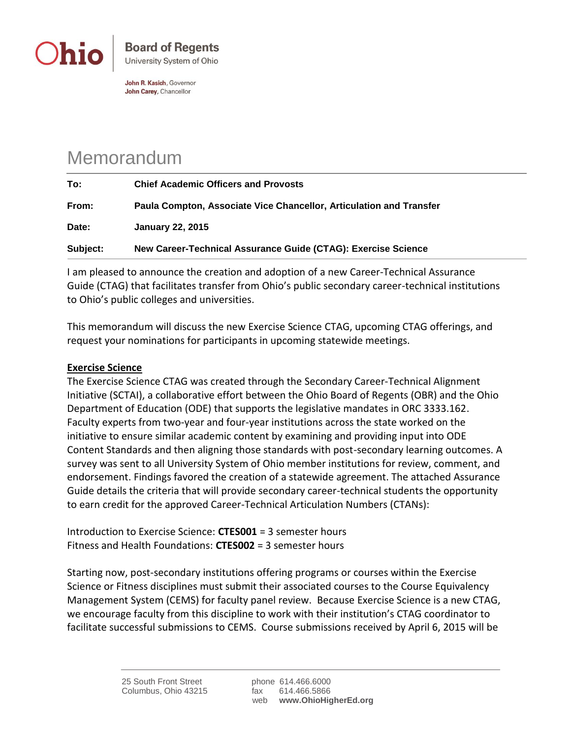Ohio | **Board of Regents**
University System of Ohio

**John R. Kasich**, Governor
**John Carey**, Chancellor

# Memorandum

| | |
|---|---|
| **To:** | **Chief Academic Officers and Provosts** |
| **From:** | **Paula Compton, Associate Vice Chancellor, Articulation and Transfer** |
| **Date:** | **January 22, 2015** |
| **Subject:** | **New Career-Technical Assurance Guide (CTAG): Exercise Science** |

I am pleased to announce the creation and adoption of a new Career-Technical Assurance Guide (CTAG) that facilitates transfer from Ohio's public secondary career-technical institutions to Ohio's public colleges and universities.

This memorandum will discuss the new Exercise Science CTAG, upcoming CTAG offerings, and request your nominations for participants in upcoming statewide meetings.

**Exercise Science**

The Exercise Science CTAG was created through the Secondary Career-Technical Alignment Initiative (SCTAI), a collaborative effort between the Ohio Board of Regents (OBR) and the Ohio Department of Education (ODE) that supports the legislative mandates in ORC 3333.162. Faculty experts from two-year and four-year institutions across the state worked on the initiative to ensure similar academic content by examining and providing input into ODE Content Standards and then aligning those standards with post-secondary learning outcomes. A survey was sent to all University System of Ohio member institutions for review, comment, and endorsement. Findings favored the creation of a statewide agreement. The attached Assurance Guide details the criteria that will provide secondary career-technical students the opportunity to earn credit for the approved Career-Technical Articulation Numbers (CTANs):

Introduction to Exercise Science: **CTES001** = 3 semester hours
Fitness and Health Foundations: **CTES002** = 3 semester hours

Starting now, post-secondary institutions offering programs or courses within the Exercise Science or Fitness disciplines must submit their associated courses to the Course Equivalency Management System (CEMS) for faculty panel review. Because Exercise Science is a new CTAG, we encourage faculty from this discipline to work with their institution's CTAG coordinator to facilitate successful submissions to CEMS. Course submissions received by April 6, 2015 will be

25 South Front Street
Columbus, Ohio 43215

phone 614.466.6000
fax 614.466.5866
web **www.OhioHigherEd.org**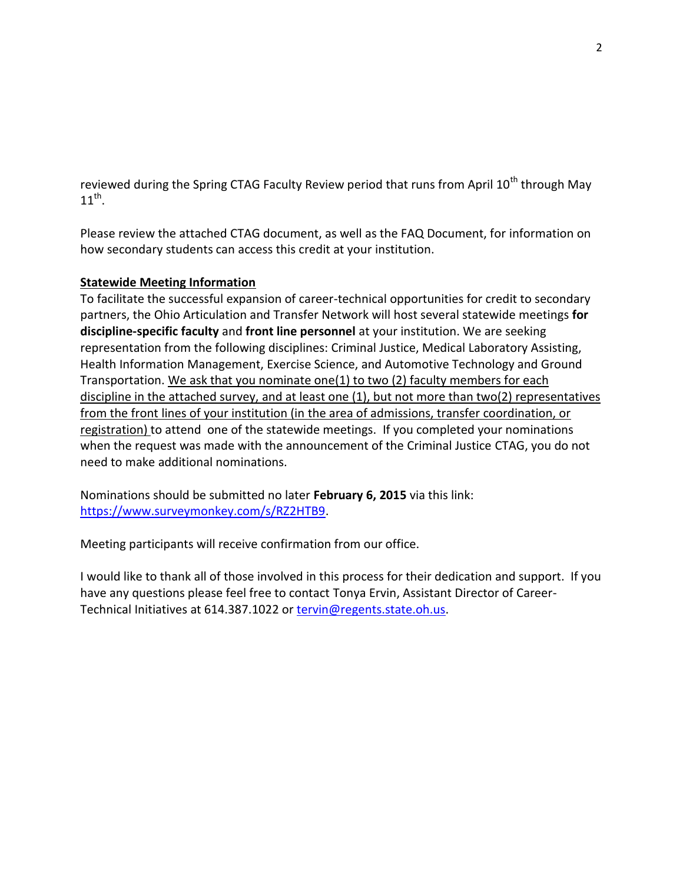reviewed during the Spring CTAG Faculty Review period that runs from April 10th through May 11th.

Please review the attached CTAG document, as well as the FAQ Document, for information on how secondary students can access this credit at your institution.

**Statewide Meeting Information**

To facilitate the successful expansion of career-technical opportunities for credit to secondary partners, the Ohio Articulation and Transfer Network will host several statewide meetings **for discipline-specific faculty** and **front line personnel** at your institution. We are seeking representation from the following disciplines: Criminal Justice, Medical Laboratory Assisting, Health Information Management, Exercise Science, and Automotive Technology and Ground Transportation. We ask that you nominate one(1) to two (2) faculty members for each discipline in the attached survey, and at least one (1), but not more than two(2) representatives from the front lines of your institution (in the area of admissions, transfer coordination, or registration) to attend one of the statewide meetings. If you completed your nominations when the request was made with the announcement of the Criminal Justice CTAG, you do not need to make additional nominations.

Nominations should be submitted no later **February 6, 2015** via this link: https://www.surveymonkey.com/s/RZ2HTB9.

Meeting participants will receive confirmation from our office.

I would like to thank all of those involved in this process for their dedication and support. If you have any questions please feel free to contact Tonya Ervin, Assistant Director of Career-Technical Initiatives at 614.387.1022 or tervin@regents.state.oh.us.